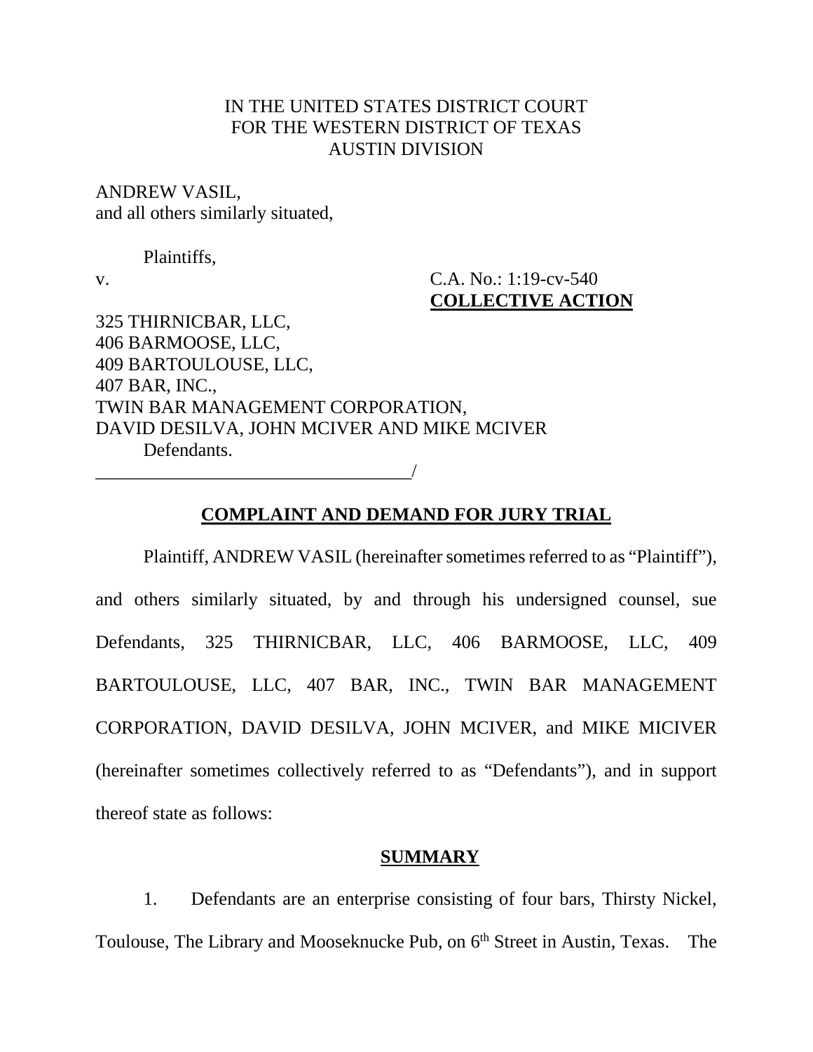IN THE UNITED STATES DISTRICT COURT
FOR THE WESTERN DISTRICT OF TEXAS
AUSTIN DIVISION

ANDREW VASIL,
and all others similarly situated,

Plaintiffs,

v.

C.A. No.: 1:19-cv-540
**COLLECTIVE ACTION**

325 THIRNICBAR, LLC,
406 BARMOOSE, LLC,
409 BARTOULOUSE, LLC,
407 BAR, INC.,
TWIN BAR MANAGEMENT CORPORATION,
DAVID DESILVA, JOHN MCIVER AND MIKE MCIVER

Defendants.

___________________________________/

## COMPLAINT AND DEMAND FOR JURY TRIAL

Plaintiff, ANDREW VASIL (hereinafter sometimes referred to as "Plaintiff"), and others similarly situated, by and through his undersigned counsel, sue Defendants, 325 THIRNICBAR, LLC, 406 BARMOOSE, LLC, 409 BARTOULOUSE, LLC, 407 BAR, INC., TWIN BAR MANAGEMENT CORPORATION, DAVID DESILVA, JOHN MCIVER, and MIKE MICIVER (hereinafter sometimes collectively referred to as "Defendants"), and in support thereof state as follows:

## SUMMARY

1. Defendants are an enterprise consisting of four bars, Thirsty Nickel, Toulouse, The Library and Mooseknucke Pub, on 6th Street in Austin, Texas. The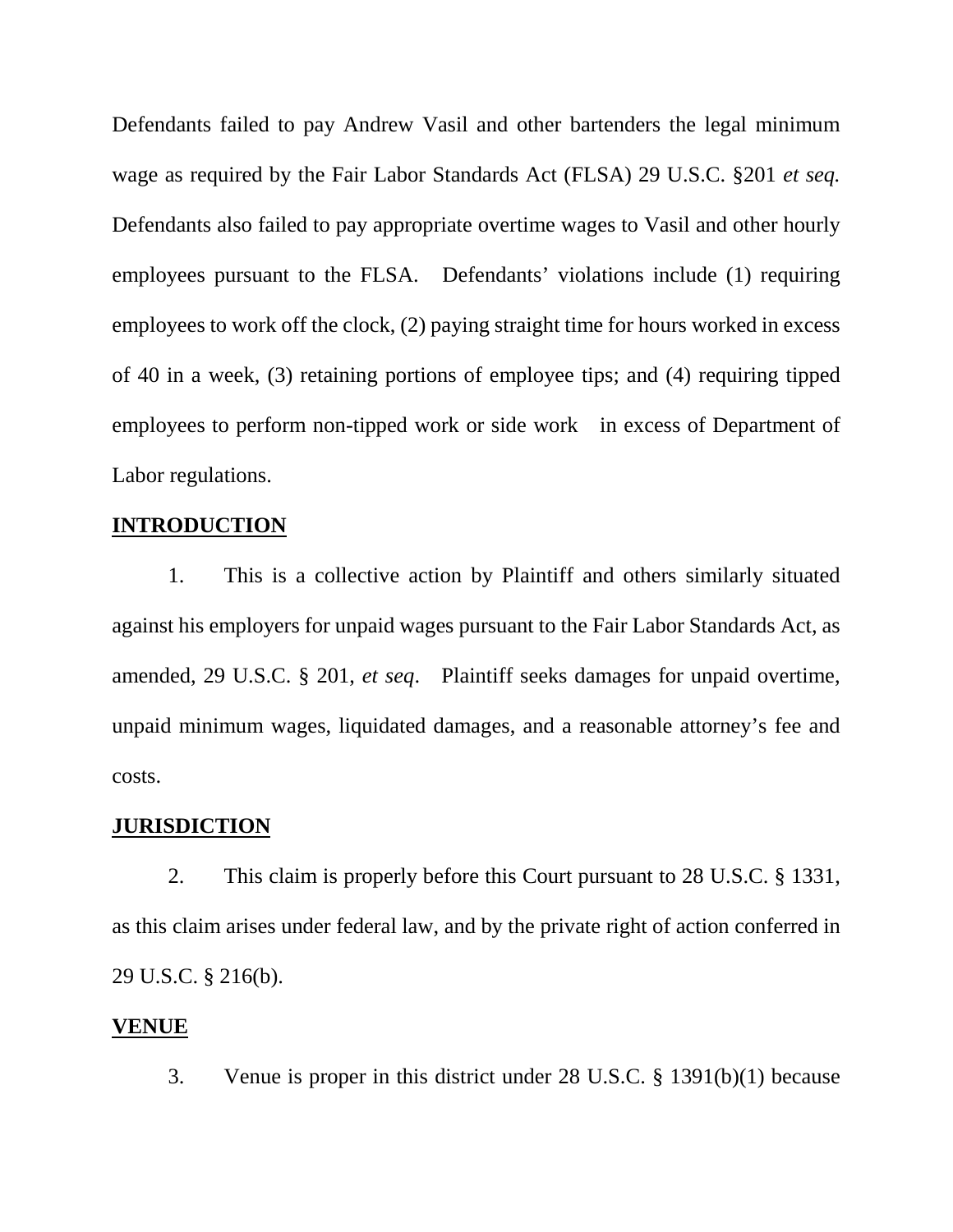Defendants failed to pay Andrew Vasil and other bartenders the legal minimum wage as required by the Fair Labor Standards Act (FLSA) 29 U.S.C. §201 *et seq.* Defendants also failed to pay appropriate overtime wages to Vasil and other hourly employees pursuant to the FLSA. Defendants' violations include (1) requiring employees to work off the clock, (2) paying straight time for hours worked in excess of 40 in a week, (3) retaining portions of employee tips; and (4) requiring tipped employees to perform non-tipped work or side work in excess of Department of Labor regulations.

## INTRODUCTION

1. This is a collective action by Plaintiff and others similarly situated against his employers for unpaid wages pursuant to the Fair Labor Standards Act, as amended, 29 U.S.C. § 201, *et seq*. Plaintiff seeks damages for unpaid overtime, unpaid minimum wages, liquidated damages, and a reasonable attorney's fee and costs.

## JURISDICTION

2. This claim is properly before this Court pursuant to 28 U.S.C. § 1331, as this claim arises under federal law, and by the private right of action conferred in 29 U.S.C. § 216(b).

## VENUE

3. Venue is proper in this district under 28 U.S.C. § 1391(b)(1) because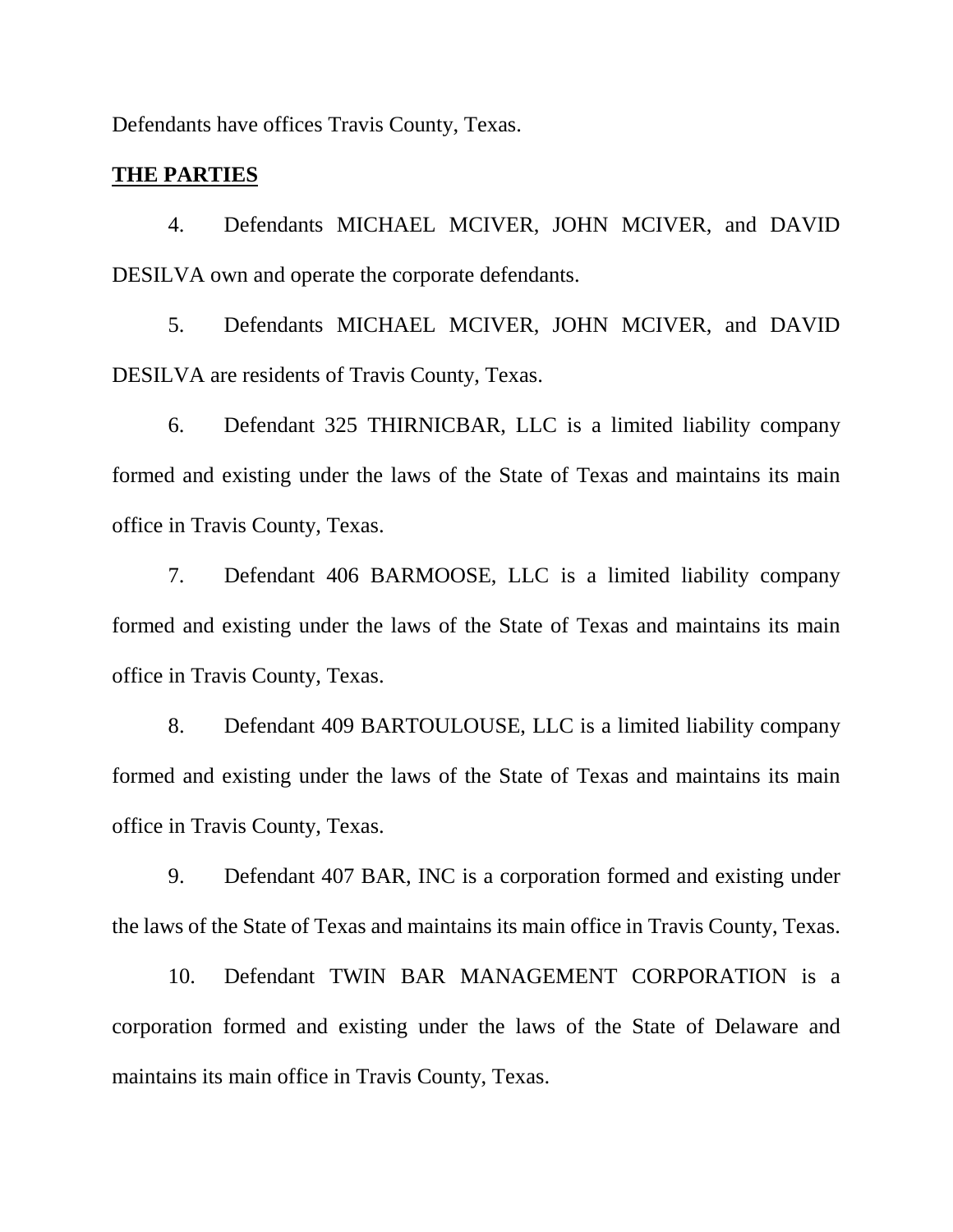Defendants have offices Travis County, Texas.

**THE PARTIES**

4. Defendants MICHAEL MCIVER, JOHN MCIVER, and DAVID DESILVA own and operate the corporate defendants.

5. Defendants MICHAEL MCIVER, JOHN MCIVER, and DAVID DESILVA are residents of Travis County, Texas.

6. Defendant 325 THIRNICBAR, LLC is a limited liability company formed and existing under the laws of the State of Texas and maintains its main office in Travis County, Texas.

7. Defendant 406 BARMOOSE, LLC is a limited liability company formed and existing under the laws of the State of Texas and maintains its main office in Travis County, Texas.

8. Defendant 409 BARTOULOUSE, LLC is a limited liability company formed and existing under the laws of the State of Texas and maintains its main office in Travis County, Texas.

9. Defendant 407 BAR, INC is a corporation formed and existing under the laws of the State of Texas and maintains its main office in Travis County, Texas.

10. Defendant TWIN BAR MANAGEMENT CORPORATION is a corporation formed and existing under the laws of the State of Delaware and maintains its main office in Travis County, Texas.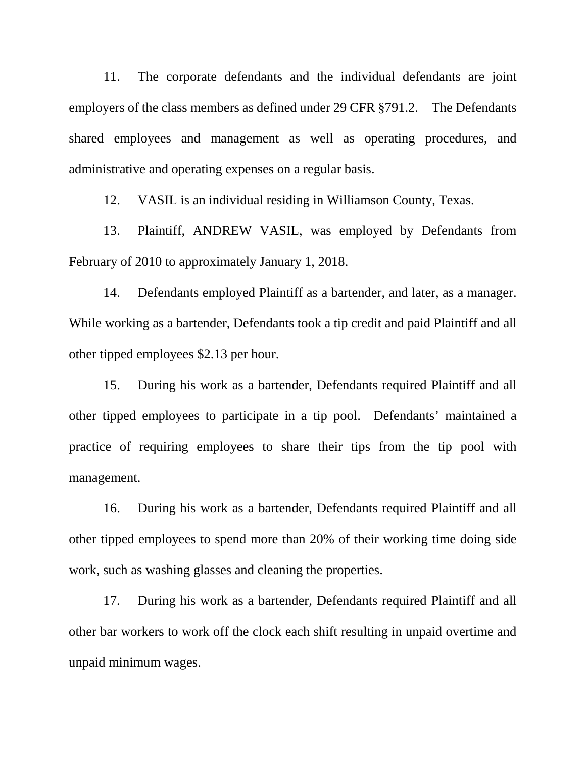11. The corporate defendants and the individual defendants are joint employers of the class members as defined under 29 CFR §791.2. The Defendants shared employees and management as well as operating procedures, and administrative and operating expenses on a regular basis.

12. VASIL is an individual residing in Williamson County, Texas.

13. Plaintiff, ANDREW VASIL, was employed by Defendants from February of 2010 to approximately January 1, 2018.

14. Defendants employed Plaintiff as a bartender, and later, as a manager. While working as a bartender, Defendants took a tip credit and paid Plaintiff and all other tipped employees $2.13 per hour.

15. During his work as a bartender, Defendants required Plaintiff and all other tipped employees to participate in a tip pool. Defendants' maintained a practice of requiring employees to share their tips from the tip pool with management.

16. During his work as a bartender, Defendants required Plaintiff and all other tipped employees to spend more than 20% of their working time doing side work, such as washing glasses and cleaning the properties.

17. During his work as a bartender, Defendants required Plaintiff and all other bar workers to work off the clock each shift resulting in unpaid overtime and unpaid minimum wages.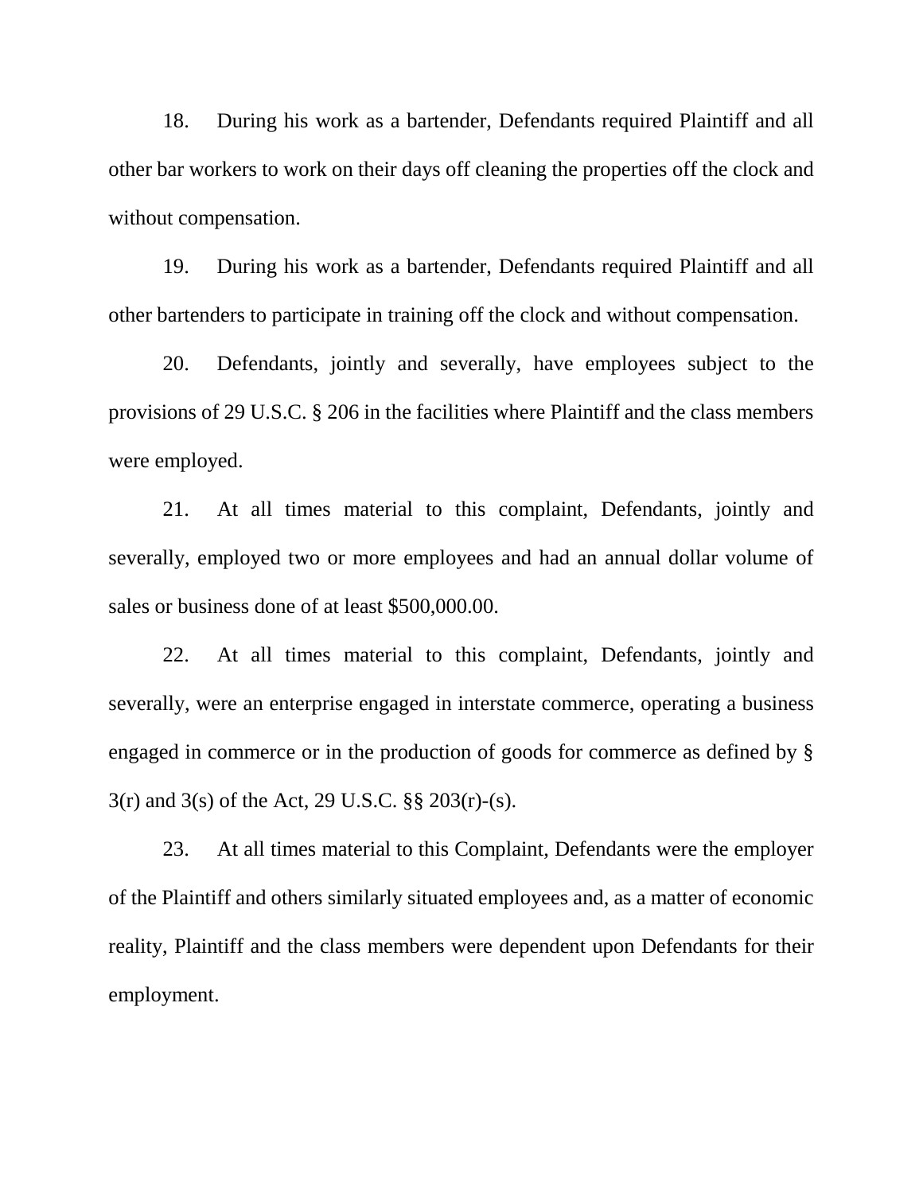18. During his work as a bartender, Defendants required Plaintiff and all other bar workers to work on their days off cleaning the properties off the clock and without compensation.

19. During his work as a bartender, Defendants required Plaintiff and all other bartenders to participate in training off the clock and without compensation.

20. Defendants, jointly and severally, have employees subject to the provisions of 29 U.S.C. § 206 in the facilities where Plaintiff and the class members were employed.

21. At all times material to this complaint, Defendants, jointly and severally, employed two or more employees and had an annual dollar volume of sales or business done of at least $500,000.00.

22. At all times material to this complaint, Defendants, jointly and severally, were an enterprise engaged in interstate commerce, operating a business engaged in commerce or in the production of goods for commerce as defined by § 3(r) and 3(s) of the Act, 29 U.S.C. §§ 203(r)-(s).

23. At all times material to this Complaint, Defendants were the employer of the Plaintiff and others similarly situated employees and, as a matter of economic reality, Plaintiff and the class members were dependent upon Defendants for their employment.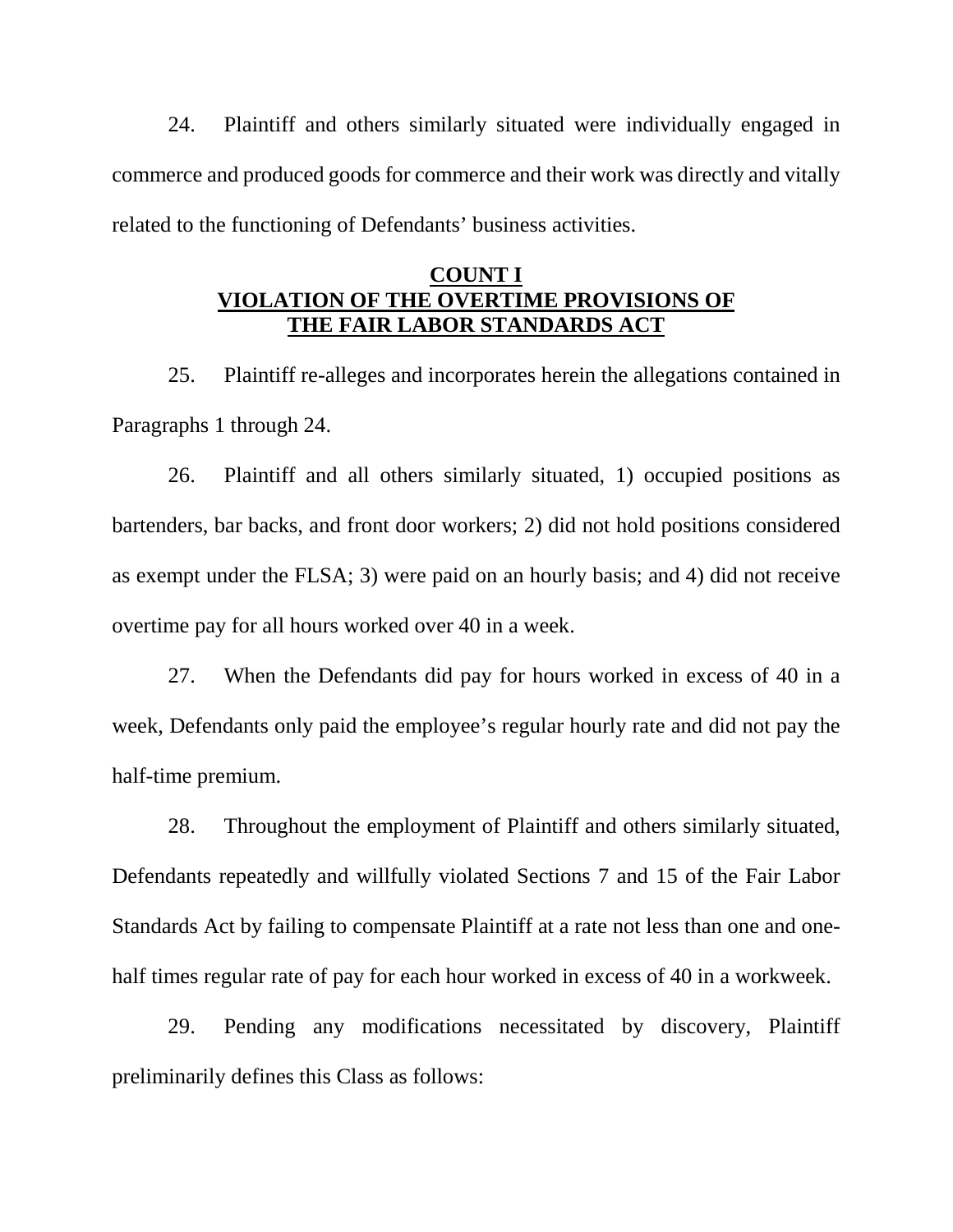24. Plaintiff and others similarly situated were individually engaged in commerce and produced goods for commerce and their work was directly and vitally related to the functioning of Defendants' business activities.

**COUNT I**
**VIOLATION OF THE OVERTIME PROVISIONS OF THE FAIR LABOR STANDARDS ACT**

25. Plaintiff re-alleges and incorporates herein the allegations contained in Paragraphs 1 through 24.

26. Plaintiff and all others similarly situated, 1) occupied positions as bartenders, bar backs, and front door workers; 2) did not hold positions considered as exempt under the FLSA; 3) were paid on an hourly basis; and 4) did not receive overtime pay for all hours worked over 40 in a week.

27. When the Defendants did pay for hours worked in excess of 40 in a week, Defendants only paid the employee's regular hourly rate and did not pay the half-time premium.

28. Throughout the employment of Plaintiff and others similarly situated, Defendants repeatedly and willfully violated Sections 7 and 15 of the Fair Labor Standards Act by failing to compensate Plaintiff at a rate not less than one and one-half times regular rate of pay for each hour worked in excess of 40 in a workweek.

29. Pending any modifications necessitated by discovery, Plaintiff preliminarily defines this Class as follows: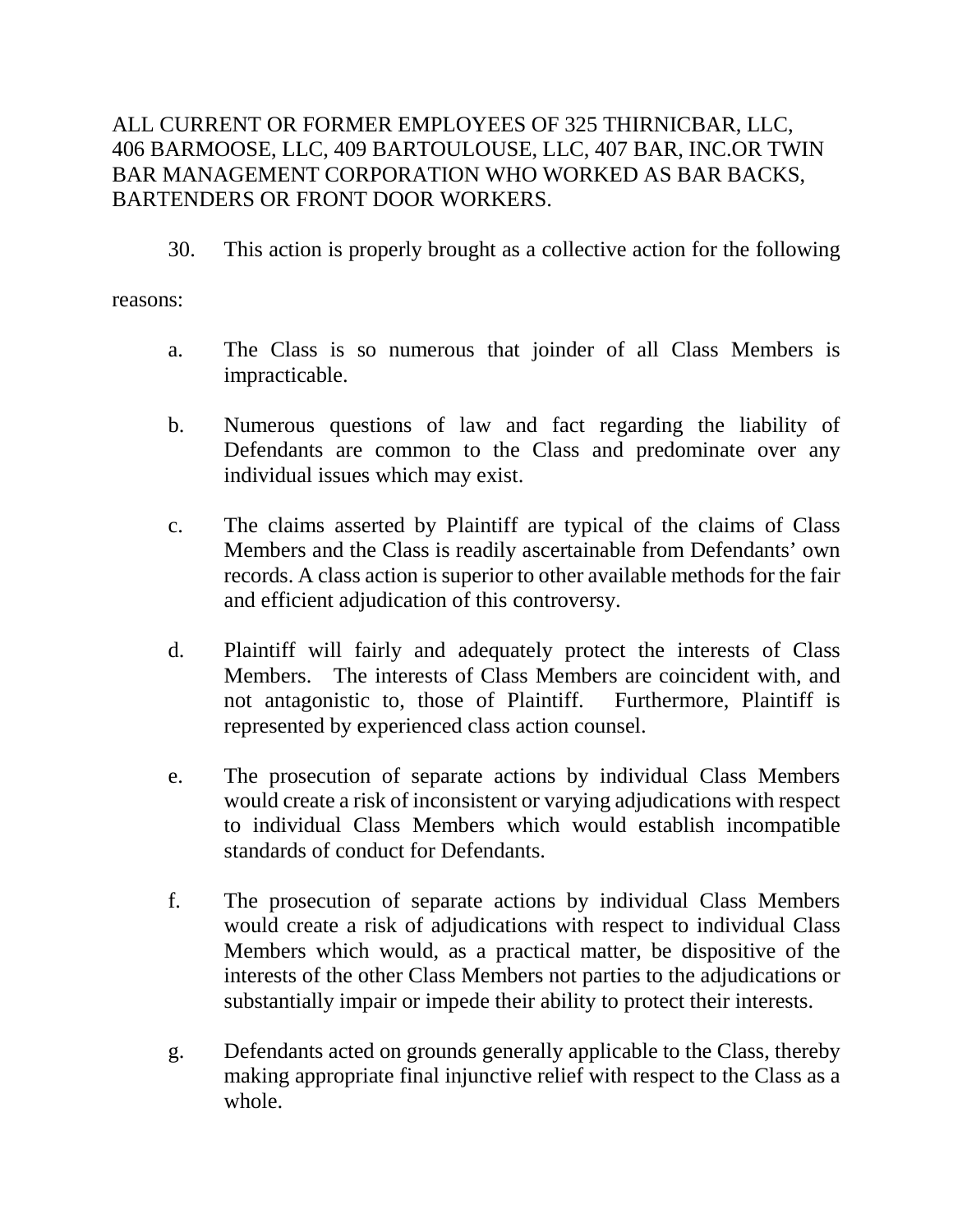ALL CURRENT OR FORMER EMPLOYEES OF 325 THIRNICBAR, LLC, 406 BARMOOSE, LLC, 409 BARTOULOUSE, LLC, 407 BAR, INC.OR TWIN BAR MANAGEMENT CORPORATION WHO WORKED AS BAR BACKS, BARTENDERS OR FRONT DOOR WORKERS.

30. This action is properly brought as a collective action for the following reasons:

a. The Class is so numerous that joinder of all Class Members is impracticable.

b. Numerous questions of law and fact regarding the liability of Defendants are common to the Class and predominate over any individual issues which may exist.

c. The claims asserted by Plaintiff are typical of the claims of Class Members and the Class is readily ascertainable from Defendants' own records. A class action is superior to other available methods for the fair and efficient adjudication of this controversy.

d. Plaintiff will fairly and adequately protect the interests of Class Members. The interests of Class Members are coincident with, and not antagonistic to, those of Plaintiff. Furthermore, Plaintiff is represented by experienced class action counsel.

e. The prosecution of separate actions by individual Class Members would create a risk of inconsistent or varying adjudications with respect to individual Class Members which would establish incompatible standards of conduct for Defendants.

f. The prosecution of separate actions by individual Class Members would create a risk of adjudications with respect to individual Class Members which would, as a practical matter, be dispositive of the interests of the other Class Members not parties to the adjudications or substantially impair or impede their ability to protect their interests.

g. Defendants acted on grounds generally applicable to the Class, thereby making appropriate final injunctive relief with respect to the Class as a whole.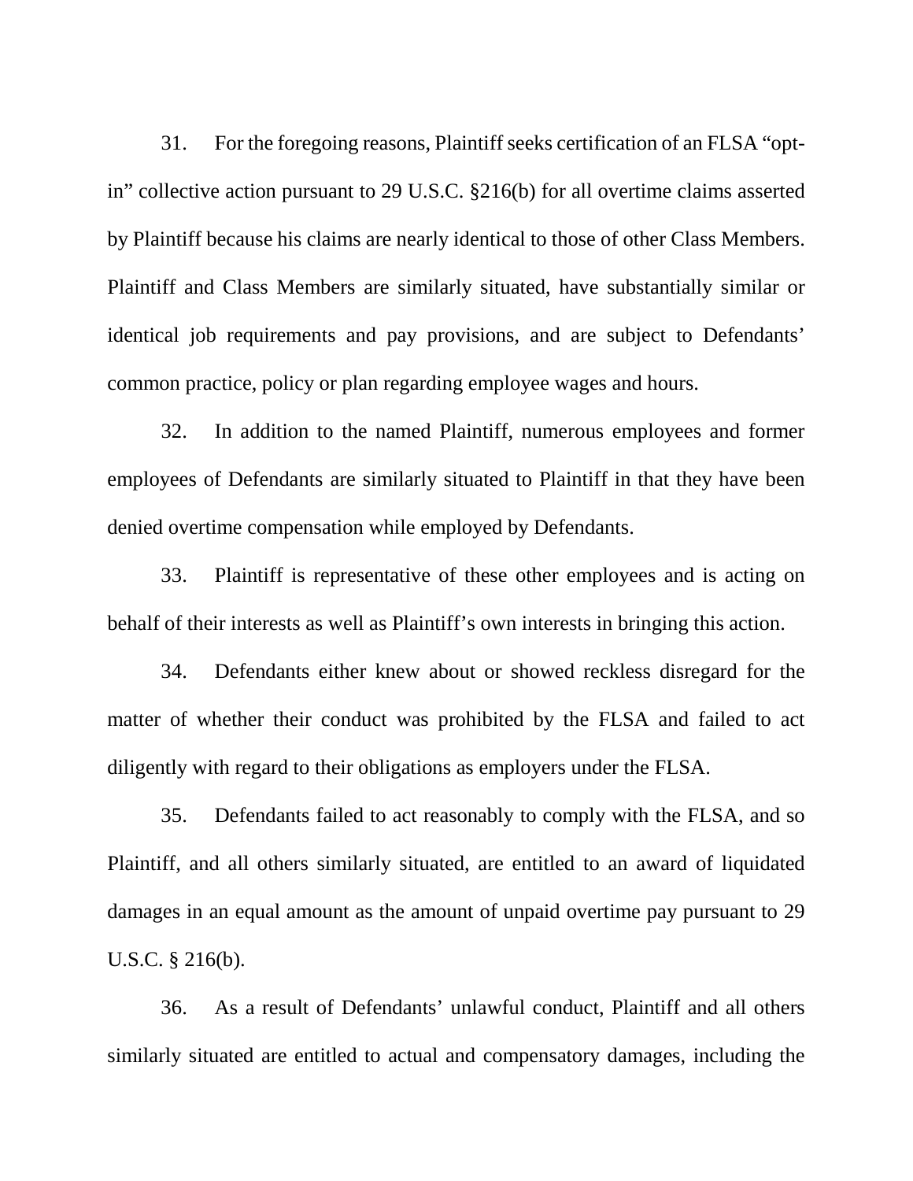31. For the foregoing reasons, Plaintiff seeks certification of an FLSA "opt-in" collective action pursuant to 29 U.S.C. §216(b) for all overtime claims asserted by Plaintiff because his claims are nearly identical to those of other Class Members. Plaintiff and Class Members are similarly situated, have substantially similar or identical job requirements and pay provisions, and are subject to Defendants' common practice, policy or plan regarding employee wages and hours.

32. In addition to the named Plaintiff, numerous employees and former employees of Defendants are similarly situated to Plaintiff in that they have been denied overtime compensation while employed by Defendants.

33. Plaintiff is representative of these other employees and is acting on behalf of their interests as well as Plaintiff's own interests in bringing this action.

34. Defendants either knew about or showed reckless disregard for the matter of whether their conduct was prohibited by the FLSA and failed to act diligently with regard to their obligations as employers under the FLSA.

35. Defendants failed to act reasonably to comply with the FLSA, and so Plaintiff, and all others similarly situated, are entitled to an award of liquidated damages in an equal amount as the amount of unpaid overtime pay pursuant to 29 U.S.C. § 216(b).

36. As a result of Defendants' unlawful conduct, Plaintiff and all others similarly situated are entitled to actual and compensatory damages, including the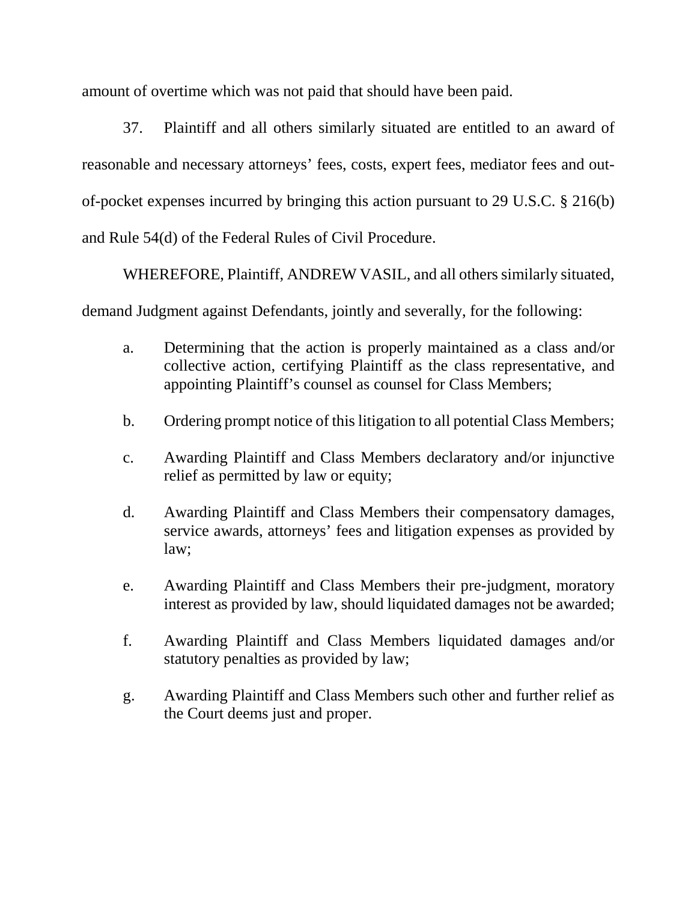amount of overtime which was not paid that should have been paid.

37. Plaintiff and all others similarly situated are entitled to an award of reasonable and necessary attorneys' fees, costs, expert fees, mediator fees and out-of-pocket expenses incurred by bringing this action pursuant to 29 U.S.C. § 216(b) and Rule 54(d) of the Federal Rules of Civil Procedure.

WHEREFORE, Plaintiff, ANDREW VASIL, and all others similarly situated, demand Judgment against Defendants, jointly and severally, for the following:

a. Determining that the action is properly maintained as a class and/or collective action, certifying Plaintiff as the class representative, and appointing Plaintiff's counsel as counsel for Class Members;

b. Ordering prompt notice of this litigation to all potential Class Members;

c. Awarding Plaintiff and Class Members declaratory and/or injunctive relief as permitted by law or equity;

d. Awarding Plaintiff and Class Members their compensatory damages, service awards, attorneys' fees and litigation expenses as provided by law;

e. Awarding Plaintiff and Class Members their pre-judgment, moratory interest as provided by law, should liquidated damages not be awarded;

f. Awarding Plaintiff and Class Members liquidated damages and/or statutory penalties as provided by law;

g. Awarding Plaintiff and Class Members such other and further relief as the Court deems just and proper.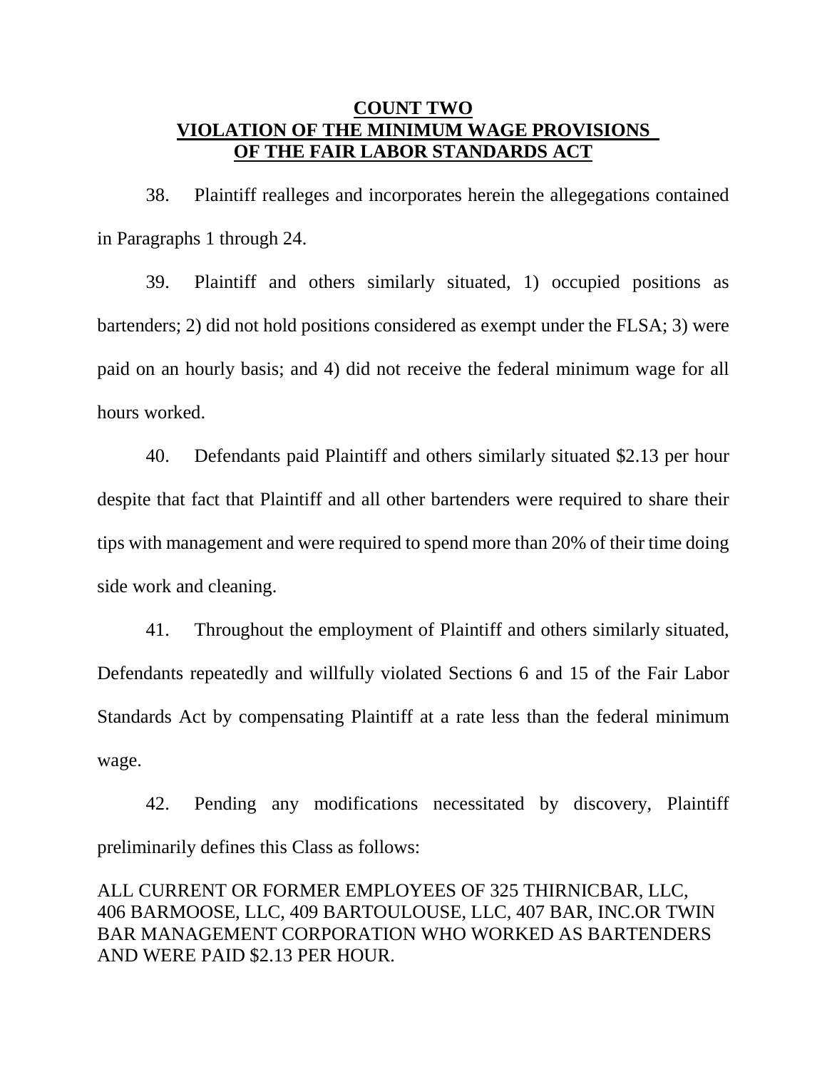**COUNT TWO**
**VIOLATION OF THE MINIMUM WAGE PROVISIONS OF THE FAIR LABOR STANDARDS ACT**

38. Plaintiff realleges and incorporates herein the allegegations contained in Paragraphs 1 through 24.

39. Plaintiff and others similarly situated, 1) occupied positions as bartenders; 2) did not hold positions considered as exempt under the FLSA; 3) were paid on an hourly basis; and 4) did not receive the federal minimum wage for all hours worked.

40. Defendants paid Plaintiff and others similarly situated $2.13 per hour despite that fact that Plaintiff and all other bartenders were required to share their tips with management and were required to spend more than 20% of their time doing side work and cleaning.

41. Throughout the employment of Plaintiff and others similarly situated, Defendants repeatedly and willfully violated Sections 6 and 15 of the Fair Labor Standards Act by compensating Plaintiff at a rate less than the federal minimum wage.

42. Pending any modifications necessitated by discovery, Plaintiff preliminarily defines this Class as follows:

ALL CURRENT OR FORMER EMPLOYEES OF 325 THIRNICBAR, LLC, 406 BARMOOSE, LLC, 409 BARTOULOUSE, LLC, 407 BAR, INC.OR TWIN BAR MANAGEMENT CORPORATION WHO WORKED AS BARTENDERS AND WERE PAID $2.13 PER HOUR.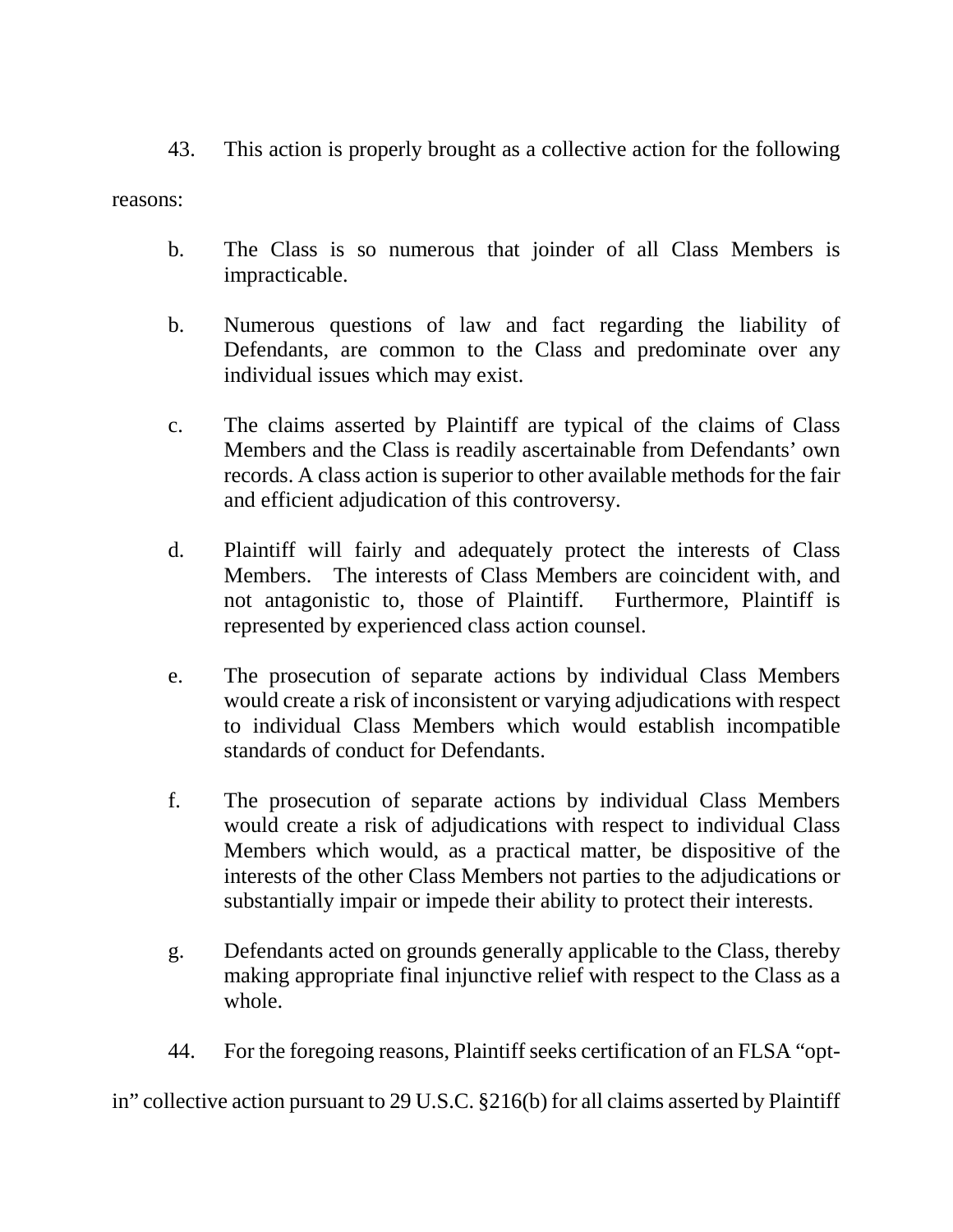43. This action is properly brought as a collective action for the following reasons:

b. The Class is so numerous that joinder of all Class Members is impracticable.

b. Numerous questions of law and fact regarding the liability of Defendants, are common to the Class and predominate over any individual issues which may exist.

c. The claims asserted by Plaintiff are typical of the claims of Class Members and the Class is readily ascertainable from Defendants' own records. A class action is superior to other available methods for the fair and efficient adjudication of this controversy.

d. Plaintiff will fairly and adequately protect the interests of Class Members. The interests of Class Members are coincident with, and not antagonistic to, those of Plaintiff. Furthermore, Plaintiff is represented by experienced class action counsel.

e. The prosecution of separate actions by individual Class Members would create a risk of inconsistent or varying adjudications with respect to individual Class Members which would establish incompatible standards of conduct for Defendants.

f. The prosecution of separate actions by individual Class Members would create a risk of adjudications with respect to individual Class Members which would, as a practical matter, be dispositive of the interests of the other Class Members not parties to the adjudications or substantially impair or impede their ability to protect their interests.

g. Defendants acted on grounds generally applicable to the Class, thereby making appropriate final injunctive relief with respect to the Class as a whole.

44. For the foregoing reasons, Plaintiff seeks certification of an FLSA "opt-in" collective action pursuant to 29 U.S.C. §216(b) for all claims asserted by Plaintiff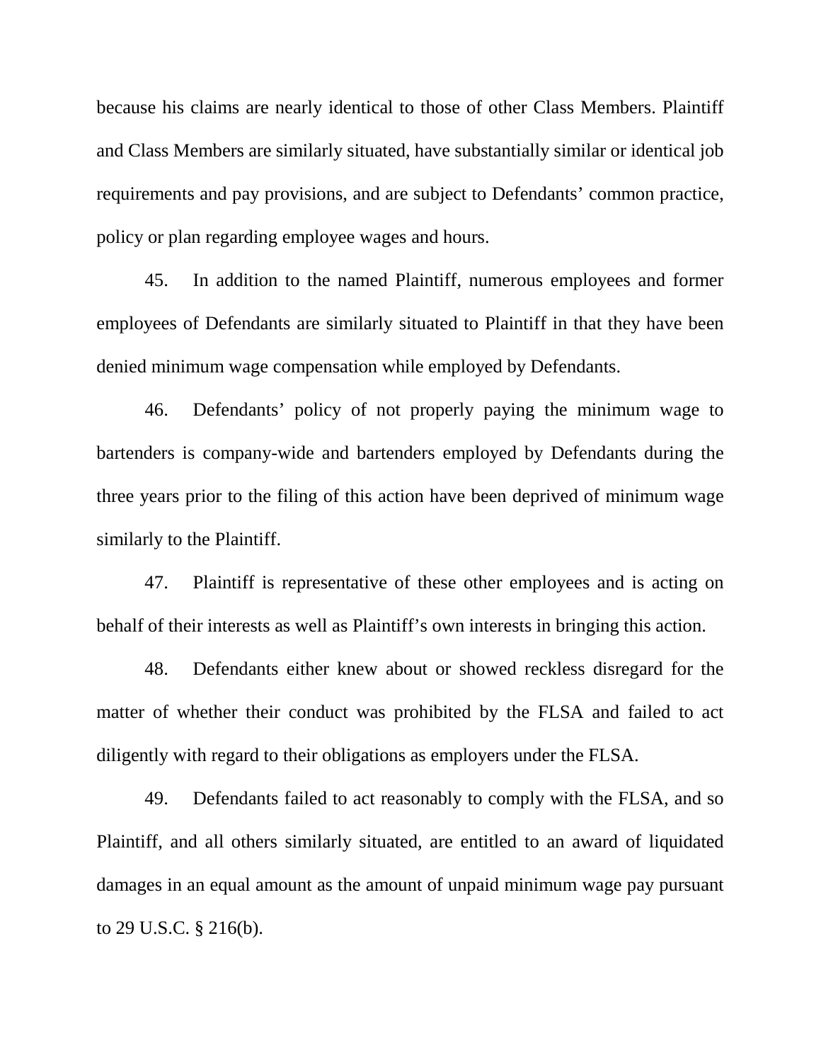because his claims are nearly identical to those of other Class Members. Plaintiff and Class Members are similarly situated, have substantially similar or identical job requirements and pay provisions, and are subject to Defendants' common practice, policy or plan regarding employee wages and hours.

45. In addition to the named Plaintiff, numerous employees and former employees of Defendants are similarly situated to Plaintiff in that they have been denied minimum wage compensation while employed by Defendants.

46. Defendants' policy of not properly paying the minimum wage to bartenders is company-wide and bartenders employed by Defendants during the three years prior to the filing of this action have been deprived of minimum wage similarly to the Plaintiff.

47. Plaintiff is representative of these other employees and is acting on behalf of their interests as well as Plaintiff's own interests in bringing this action.

48. Defendants either knew about or showed reckless disregard for the matter of whether their conduct was prohibited by the FLSA and failed to act diligently with regard to their obligations as employers under the FLSA.

49. Defendants failed to act reasonably to comply with the FLSA, and so Plaintiff, and all others similarly situated, are entitled to an award of liquidated damages in an equal amount as the amount of unpaid minimum wage pay pursuant to 29 U.S.C. § 216(b).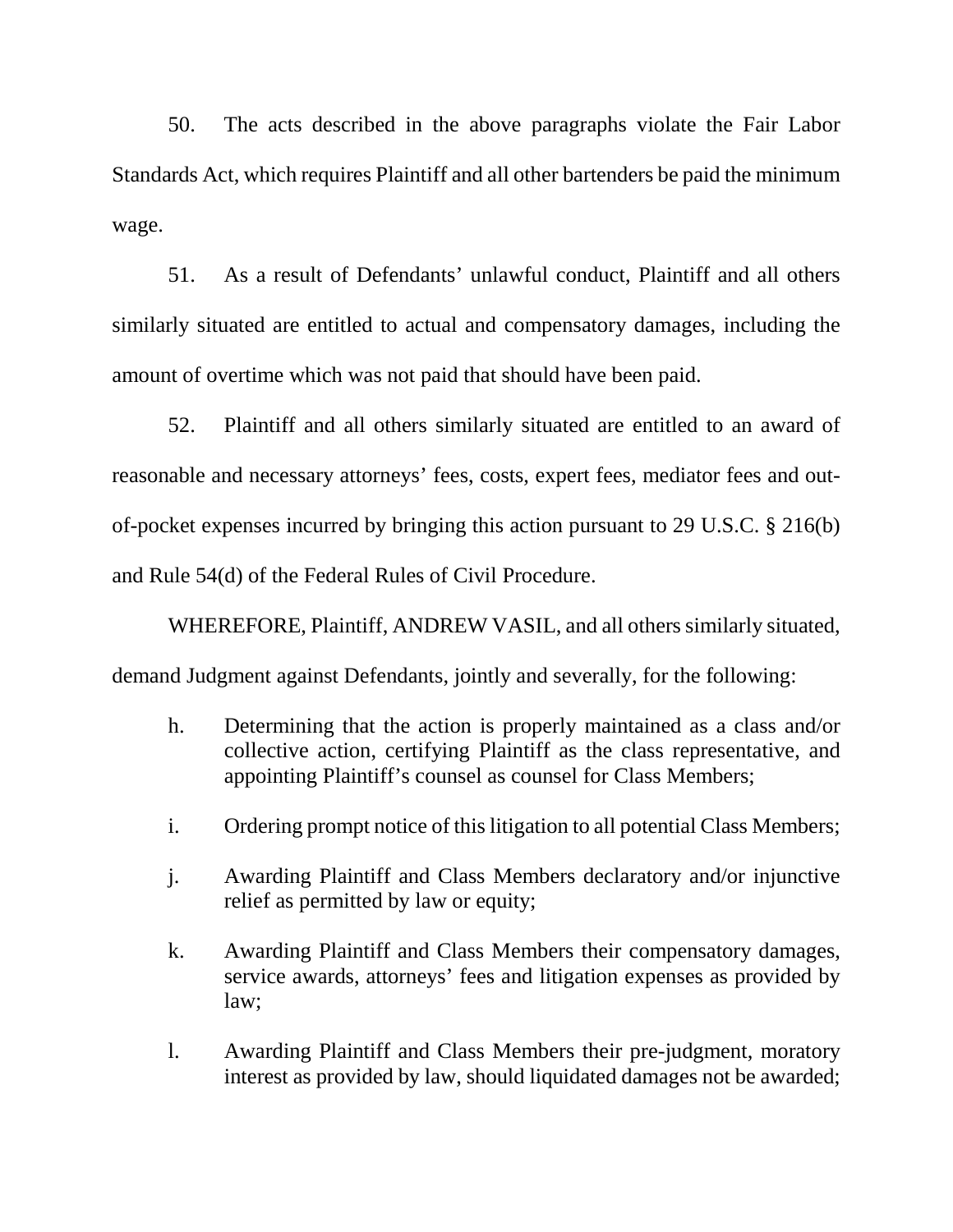50. The acts described in the above paragraphs violate the Fair Labor Standards Act, which requires Plaintiff and all other bartenders be paid the minimum wage.

51. As a result of Defendants' unlawful conduct, Plaintiff and all others similarly situated are entitled to actual and compensatory damages, including the amount of overtime which was not paid that should have been paid.

52. Plaintiff and all others similarly situated are entitled to an award of reasonable and necessary attorneys' fees, costs, expert fees, mediator fees and out-of-pocket expenses incurred by bringing this action pursuant to 29 U.S.C. § 216(b) and Rule 54(d) of the Federal Rules of Civil Procedure.

WHEREFORE, Plaintiff, ANDREW VASIL, and all others similarly situated, demand Judgment against Defendants, jointly and severally, for the following:

h. Determining that the action is properly maintained as a class and/or collective action, certifying Plaintiff as the class representative, and appointing Plaintiff's counsel as counsel for Class Members;

i. Ordering prompt notice of this litigation to all potential Class Members;

j. Awarding Plaintiff and Class Members declaratory and/or injunctive relief as permitted by law or equity;

k. Awarding Plaintiff and Class Members their compensatory damages, service awards, attorneys' fees and litigation expenses as provided by law;

l. Awarding Plaintiff and Class Members their pre-judgment, moratory interest as provided by law, should liquidated damages not be awarded;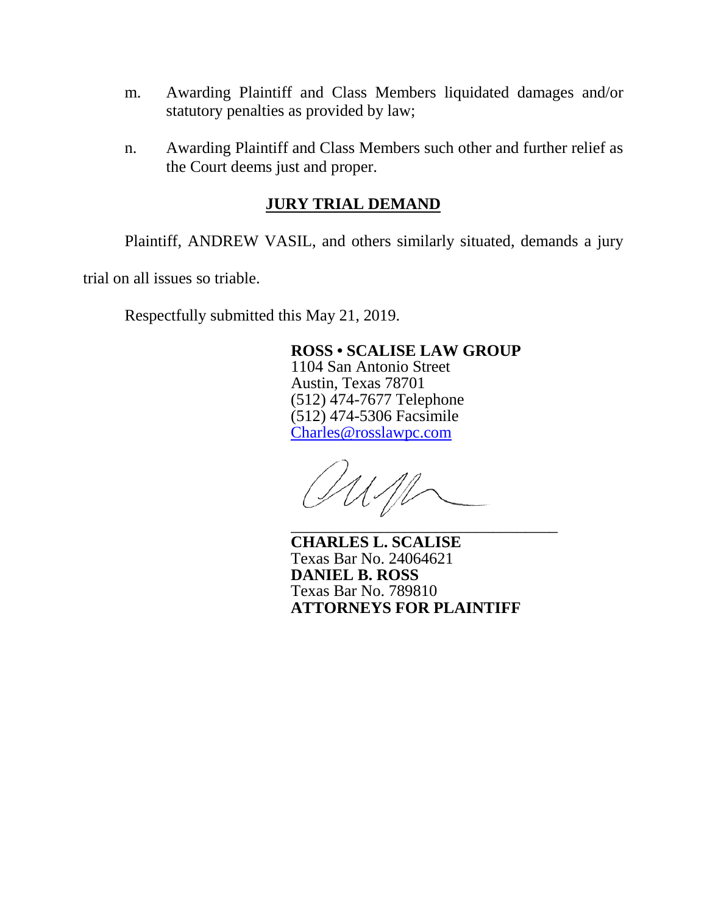m. Awarding Plaintiff and Class Members liquidated damages and/or statutory penalties as provided by law;

n. Awarding Plaintiff and Class Members such other and further relief as the Court deems just and proper.

## JURY TRIAL DEMAND

Plaintiff, ANDREW VASIL, and others similarly situated, demands a jury trial on all issues so triable.

Respectfully submitted this May 21, 2019.

**ROSS • SCALISE LAW GROUP**
1104 San Antonio Street
Austin, Texas 78701
(512) 474-7677 Telephone
(512) 474-5306 Facsimile
Charles@rosslawpc.com

\_\_\_\_\_\_\_\_\_\_\_\_\_\_\_\_\_\_\_\_\_\_\_\_\_\_\_\_\_\_\_\_\_\_\_\_
**CHARLES L. SCALISE**
Texas Bar No. 24064621
**DANIEL B. ROSS**
Texas Bar No. 789810
**ATTORNEYS FOR PLAINTIFF**